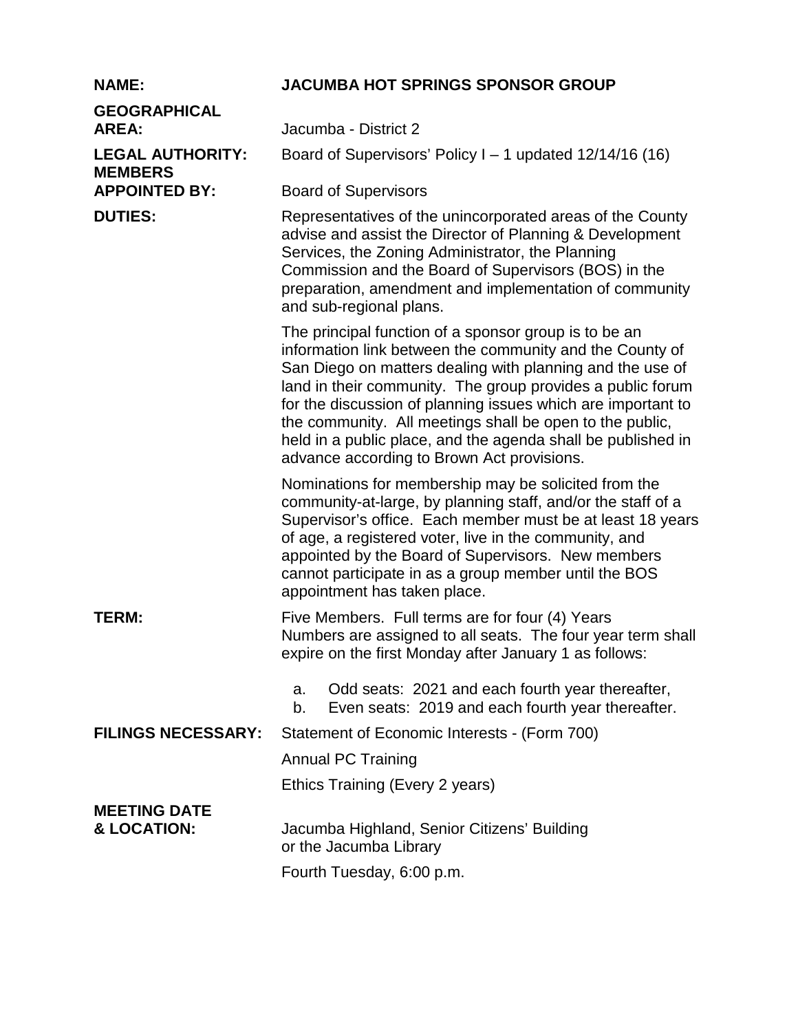**NAME:** **JACUMBA HOT SPRINGS SPONSOR GROUP**

**GEOGRAPHICAL AREA:** Jacumba - District 2

**LEGAL AUTHORITY:** Board of Supervisors' Policy I – 1 updated 12/14/16 (16)

**MEMBERS APPOINTED BY:** Board of Supervisors

**DUTIES:**

Representatives of the unincorporated areas of the County advise and assist the Director of Planning & Development Services, the Zoning Administrator, the Planning Commission and the Board of Supervisors (BOS) in the preparation, amendment and implementation of community and sub-regional plans.

The principal function of a sponsor group is to be an information link between the community and the County of San Diego on matters dealing with planning and the use of land in their community. The group provides a public forum for the discussion of planning issues which are important to the community. All meetings shall be open to the public, held in a public place, and the agenda shall be published in advance according to Brown Act provisions.

Nominations for membership may be solicited from the community-at-large, by planning staff, and/or the staff of a Supervisor's office. Each member must be at least 18 years of age, a registered voter, live in the community, and appointed by the Board of Supervisors. New members cannot participate in as a group member until the BOS appointment has taken place.

**TERM:**

Five Members. Full terms are for four (4) Years
Numbers are assigned to all seats. The four year term shall expire on the first Monday after January 1 as follows:

a. Odd seats: 2021 and each fourth year thereafter,
b. Even seats: 2019 and each fourth year thereafter.

**FILINGS NECESSARY:**

Statement of Economic Interests - (Form 700)

Annual PC Training

Ethics Training (Every 2 years)

**MEETING DATE & LOCATION:**

Jacumba Highland, Senior Citizens' Building
or the Jacumba Library

Fourth Tuesday, 6:00 p.m.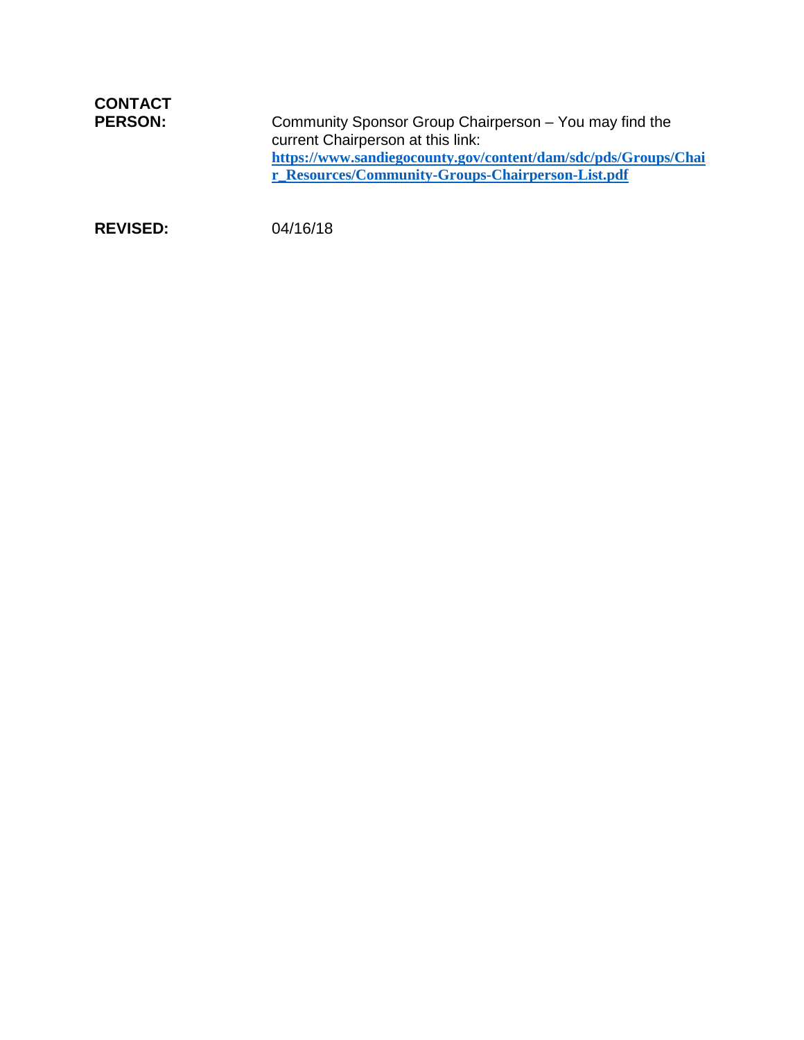**CONTACT PERSON:** Community Sponsor Group Chairperson – You may find the current Chairperson at this link: [https://www.sandiegocounty.gov/content/dam/sdc/pds/Groups/Chair_Resources/Community-Groups-Chairperson-List.pdf](https://www.sandiegocounty.gov/content/dam/sdc/pds/Groups/Chair_Resources/Community-Groups-Chairperson-List.pdf)

**REVISED:** 04/16/18